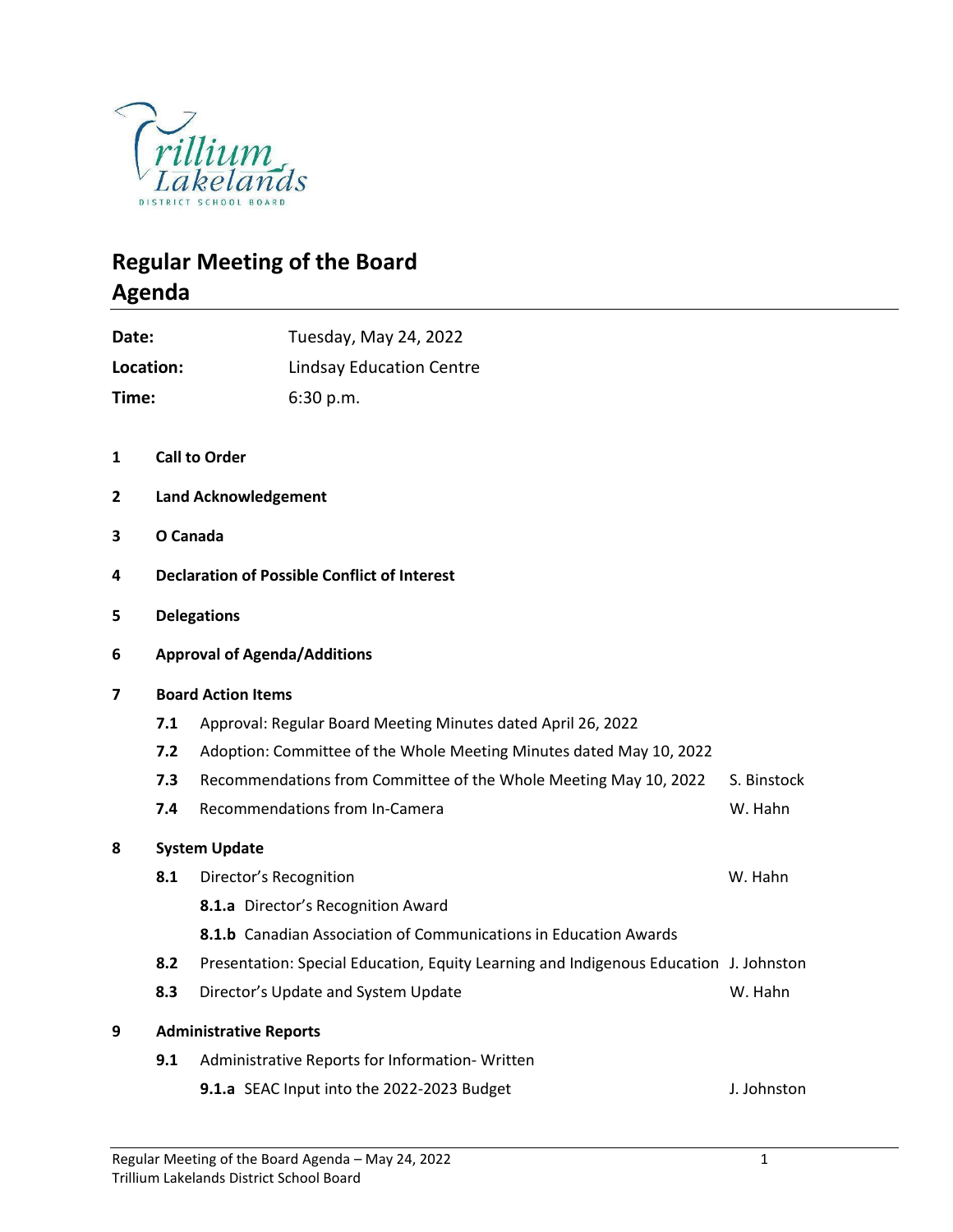Trillium Lakelands
DISTRICT SCHOOL BOARD

# Regular Meeting of the Board
# Agenda

**Date:** Tuesday, May 24, 2022

**Location:** Lindsay Education Centre

**Time:** 6:30 p.m.

**1 Call to Order**

**2 Land Acknowledgement**

**3 O Canada**

**4 Declaration of Possible Conflict of Interest**

**5 Delegations**

**6 Approval of Agenda/Additions**

**7 Board Action Items**

- **7.1** Approval: Regular Board Meeting Minutes dated April 26, 2022
- **7.2** Adoption: Committee of the Whole Meeting Minutes dated May 10, 2022
- **7.3** Recommendations from Committee of the Whole Meeting May 10, 2022 — S. Binstock
- **7.4** Recommendations from In-Camera — W. Hahn

**8 System Update**

- **8.1** Director's Recognition — W. Hahn
  - **8.1.a** Director's Recognition Award
  - **8.1.b** Canadian Association of Communications in Education Awards
- **8.2** Presentation: Special Education, Equity Learning and Indigenous Education — J. Johnston
- **8.3** Director's Update and System Update — W. Hahn

**9 Administrative Reports**

- **9.1** Administrative Reports for Information- Written
  - **9.1.a** SEAC Input into the 2022-2023 Budget — J. Johnston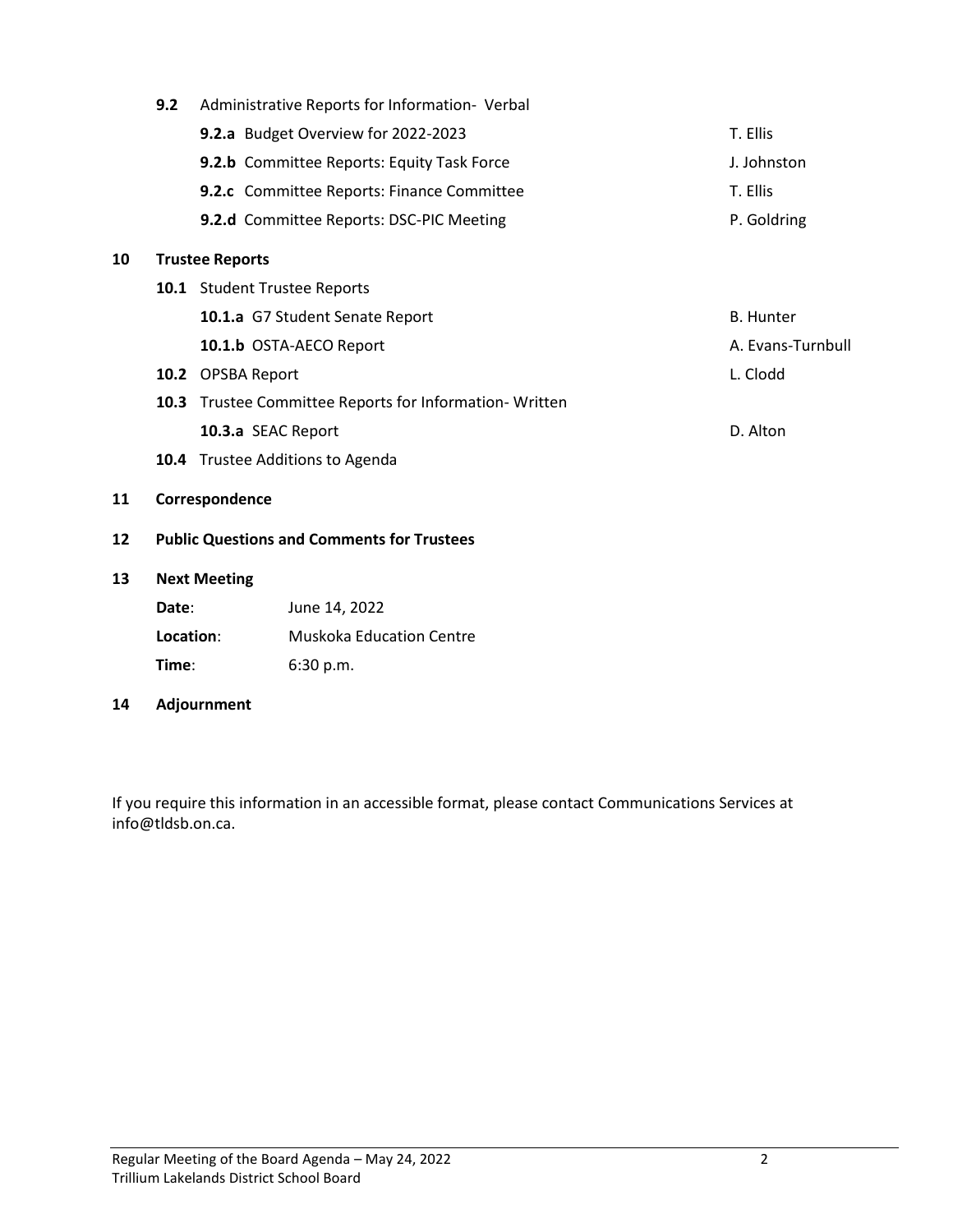**9.2** Administrative Reports for Information- Verbal

**9.2.a** Budget Overview for 2022-2023 — T. Ellis

**9.2.b** Committee Reports: Equity Task Force — J. Johnston

**9.2.c** Committee Reports: Finance Committee — T. Ellis

**9.2.d** Committee Reports: DSC-PIC Meeting — P. Goldring

**10 Trustee Reports**

**10.1** Student Trustee Reports

**10.1.a** G7 Student Senate Report — B. Hunter

**10.1.b** OSTA-AECO Report — A. Evans-Turnbull

**10.2** OPSBA Report — L. Clodd

**10.3** Trustee Committee Reports for Information- Written

**10.3.a** SEAC Report — D. Alton

**10.4** Trustee Additions to Agenda

**11 Correspondence**

**12 Public Questions and Comments for Trustees**

**13 Next Meeting**

**Date**: June 14, 2022

**Location**: Muskoka Education Centre

**Time**: 6:30 p.m.

**14 Adjournment**

If you require this information in an accessible format, please contact Communications Services at info@tldsb.on.ca.